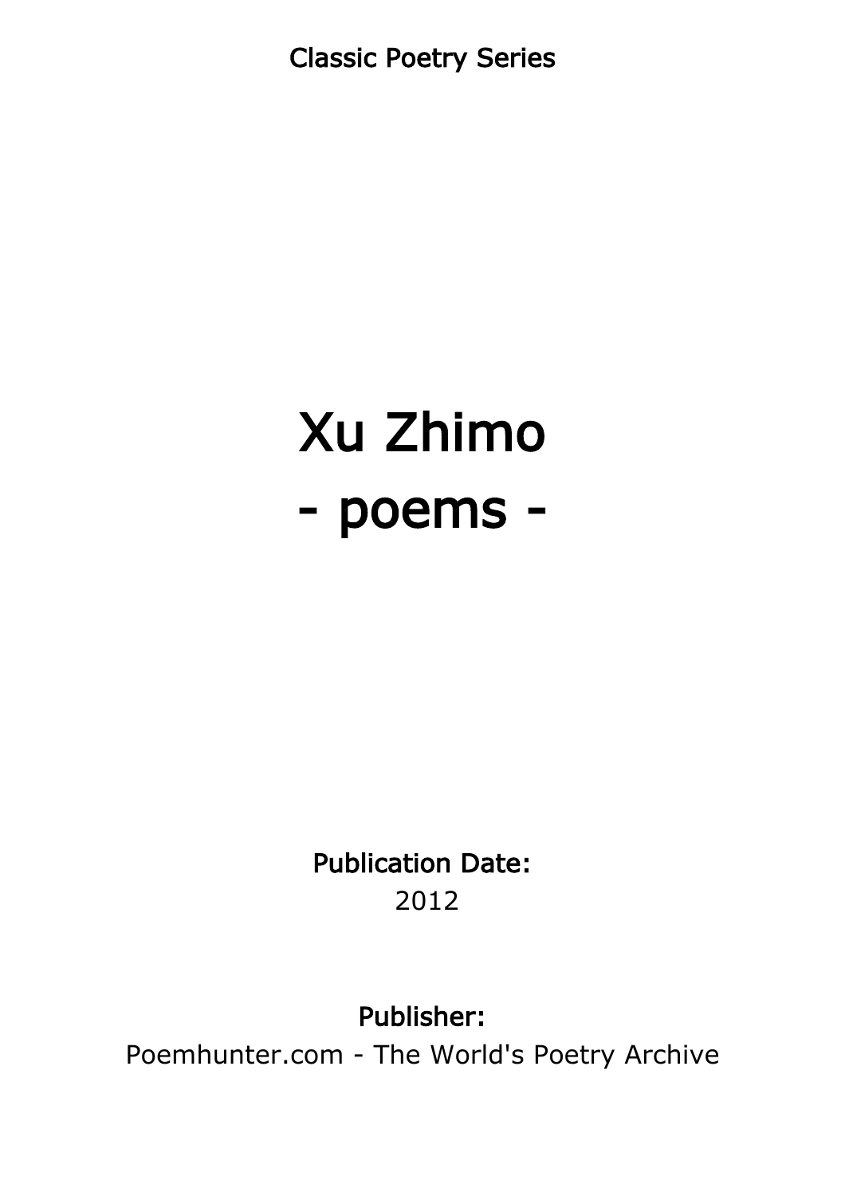Classic Poetry Series

# Xu Zhimo
# - poems -

**Publication Date:**
2012

**Publisher:**
Poemhunter.com - The World's Poetry Archive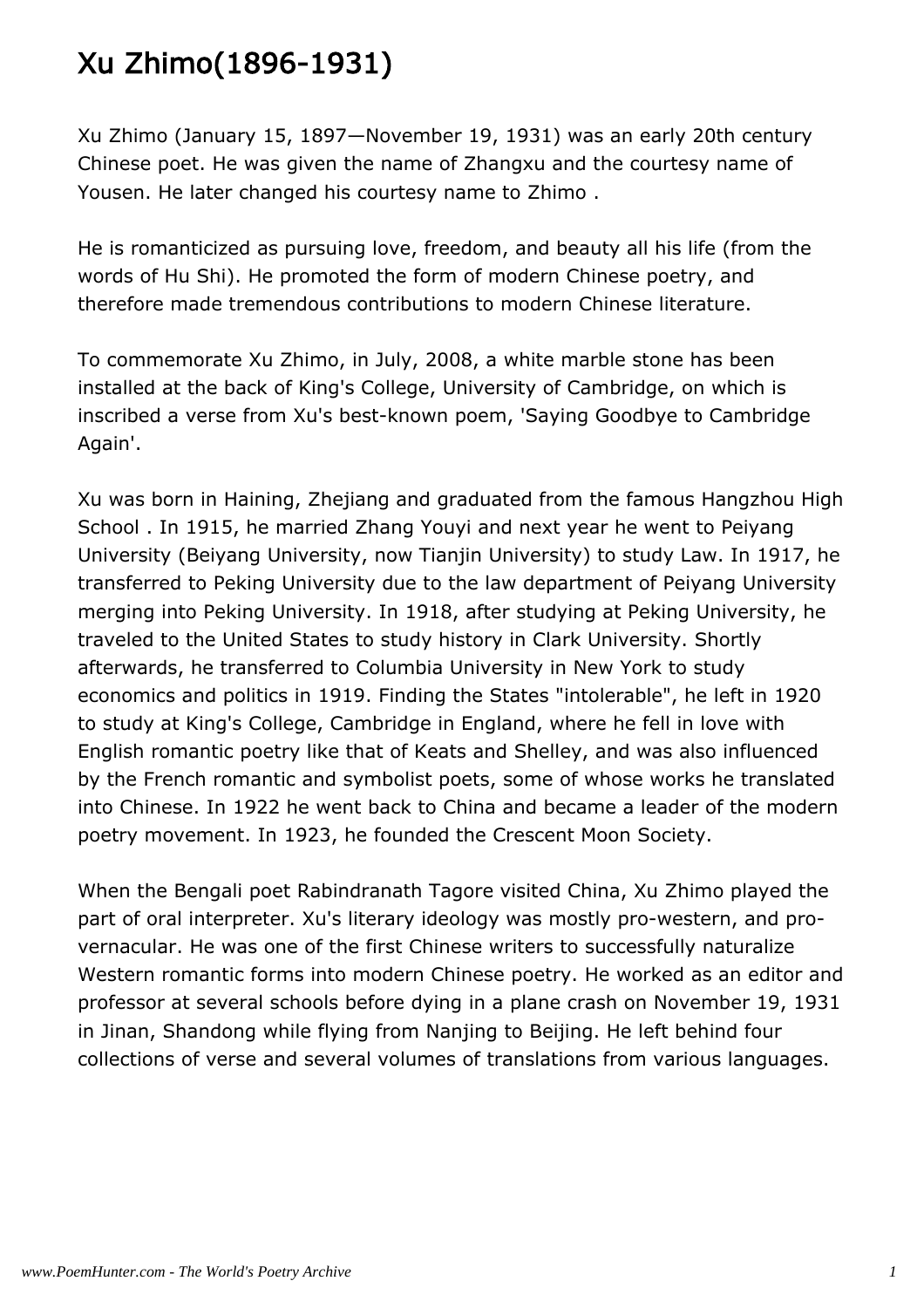# Xu Zhimo(1896-1931)

Xu Zhimo (January 15, 1897—November 19, 1931) was an early 20th century Chinese poet. He was given the name of Zhangxu and the courtesy name of Yousen. He later changed his courtesy name to Zhimo .

He is romanticized as pursuing love, freedom, and beauty all his life (from the words of Hu Shi). He promoted the form of modern Chinese poetry, and therefore made tremendous contributions to modern Chinese literature.

To commemorate Xu Zhimo, in July, 2008, a white marble stone has been installed at the back of King's College, University of Cambridge, on which is inscribed a verse from Xu's best-known poem, 'Saying Goodbye to Cambridge Again'.

Xu was born in Haining, Zhejiang and graduated from the famous Hangzhou High School . In 1915, he married Zhang Youyi and next year he went to Peiyang University (Beiyang University, now Tianjin University) to study Law. In 1917, he transferred to Peking University due to the law department of Peiyang University merging into Peking University. In 1918, after studying at Peking University, he traveled to the United States to study history in Clark University. Shortly afterwards, he transferred to Columbia University in New York to study economics and politics in 1919. Finding the States "intolerable", he left in 1920 to study at King's College, Cambridge in England, where he fell in love with English romantic poetry like that of Keats and Shelley, and was also influenced by the French romantic and symbolist poets, some of whose works he translated into Chinese. In 1922 he went back to China and became a leader of the modern poetry movement. In 1923, he founded the Crescent Moon Society.

When the Bengali poet Rabindranath Tagore visited China, Xu Zhimo played the part of oral interpreter. Xu's literary ideology was mostly pro-western, and pro-vernacular. He was one of the first Chinese writers to successfully naturalize Western romantic forms into modern Chinese poetry. He worked as an editor and professor at several schools before dying in a plane crash on November 19, 1931 in Jinan, Shandong while flying from Nanjing to Beijing. He left behind four collections of verse and several volumes of translations from various languages.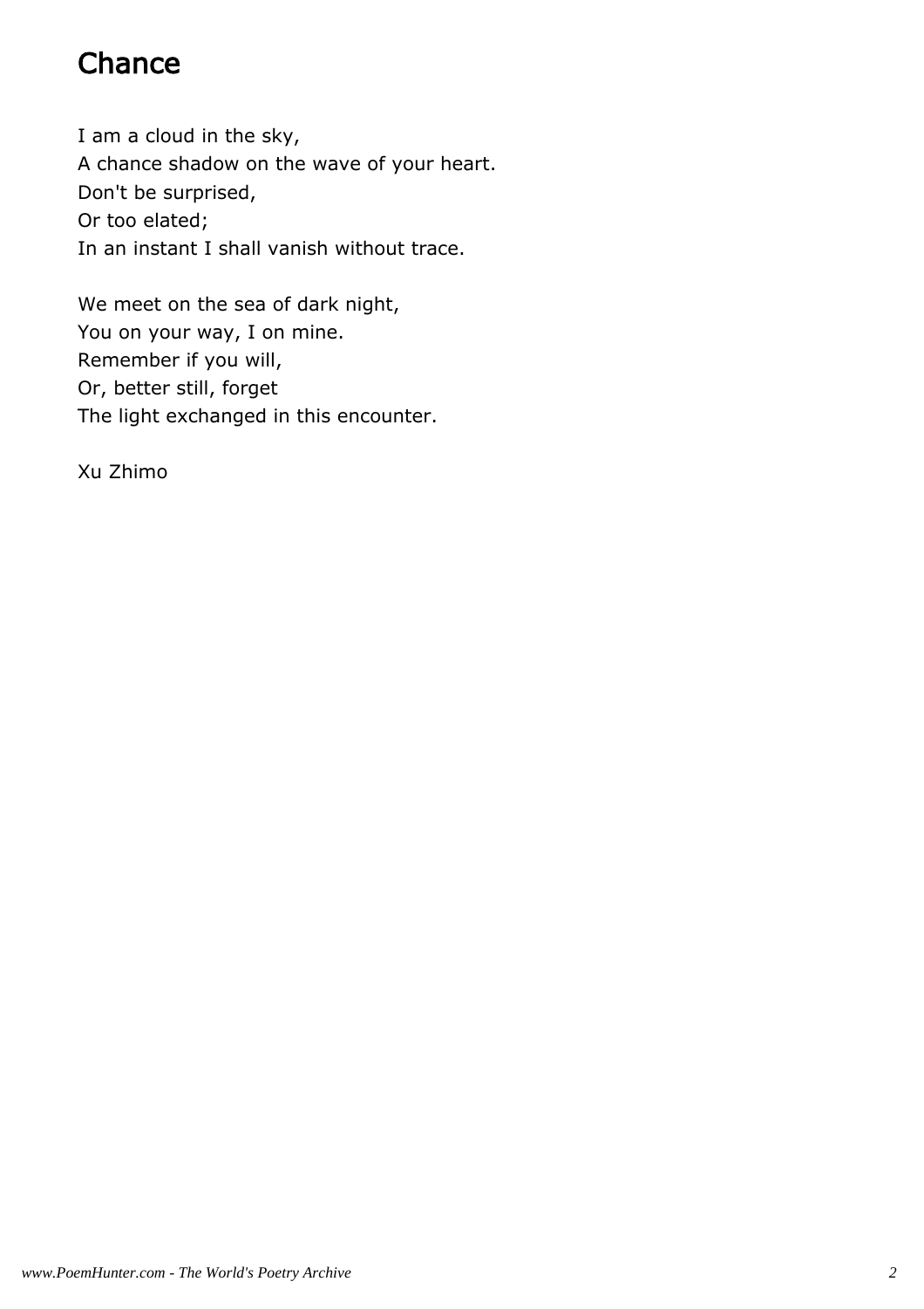# Chance

I am a cloud in the sky,
A chance shadow on the wave of your heart.
Don't be surprised,
Or too elated;
In an instant I shall vanish without trace.

We meet on the sea of dark night,
You on your way, I on mine.
Remember if you will,
Or, better still, forget
The light exchanged in this encounter.

Xu Zhimo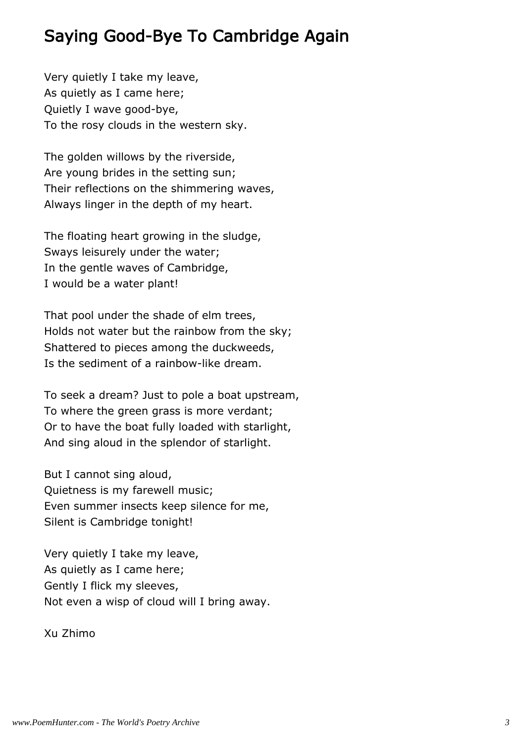# Saying Good-Bye To Cambridge Again

Very quietly I take my leave,  
As quietly as I came here;  
Quietly I wave good-bye,  
To the rosy clouds in the western sky.

The golden willows by the riverside,  
Are young brides in the setting sun;  
Their reflections on the shimmering waves,  
Always linger in the depth of my heart.

The floating heart growing in the sludge,  
Sways leisurely under the water;  
In the gentle waves of Cambridge,  
I would be a water plant!

That pool under the shade of elm trees,  
Holds not water but the rainbow from the sky;  
Shattered to pieces among the duckweeds,  
Is the sediment of a rainbow-like dream.

To seek a dream? Just to pole a boat upstream,  
To where the green grass is more verdant;  
Or to have the boat fully loaded with starlight,  
And sing aloud in the splendor of starlight.

But I cannot sing aloud,  
Quietness is my farewell music;  
Even summer insects keep silence for me,  
Silent is Cambridge tonight!

Very quietly I take my leave,  
As quietly as I came here;  
Gently I flick my sleeves,  
Not even a wisp of cloud will I bring away.

Xu Zhimo